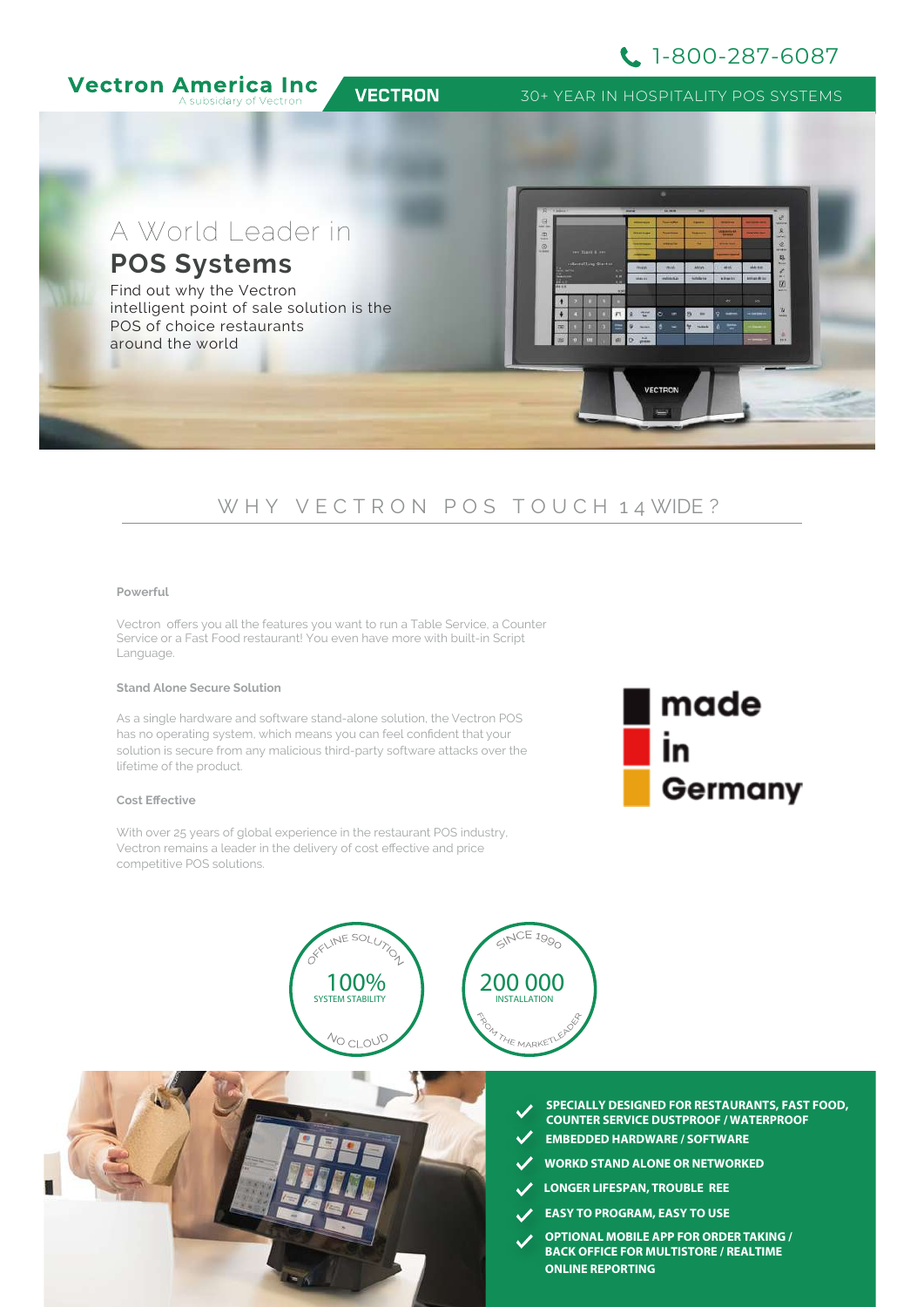1-800-287-6087

**Vectron America Inc**
A subsidiary of Vectron

**VECTRON**

30+ YEAR IN HOSPITALITY POS SYSTEMS

# A World Leader in **POS Systems**

Find out why the Vectron intelligent point of sale solution is the POS of choice restaurants around the world

## WHY VECTRON POS TOUCH 14 WIDE?

### Powerful

Vectron offers you all the features you want to run a Table Service, a Counter Service or a Fast Food restaurant! You even have more with built-in Script Language.

### Stand Alone Secure Solution

As a single hardware and software stand-alone solution, the Vectron POS has no operating system, which means you can feel confident that your solution is secure from any malicious third-party software attacks over the lifetime of the product.

### Cost Effective

With over 25 years of global experience in the restaurant POS industry, Vectron remains a leader in the delivery of cost effective and price competitive POS solutions.

**made in Germany**

OFFLINE SOLUTION
**100%**
SYSTEM STABILITY
NO CLOUD

SINCE 1990
**200 000**
INSTALLATION
FROM THE MARKETLEADER

- **SPECIALLY DESIGNED FOR RESTAURANTS, FAST FOOD, COUNTER SERVICE DUSTPROOF / WATERPROOF**
- **EMBEDDED HARDWARE / SOFTWARE**
- **WORKD STAND ALONE OR NETWORKED**
- **LONGER LIFESPAN, TROUBLE REE**
- **EASY TO PROGRAM, EASY TO USE**
- **OPTIONAL MOBILE APP FOR ORDER TAKING / BACK OFFICE FOR MULTISTORE / REALTIME ONLINE REPORTING**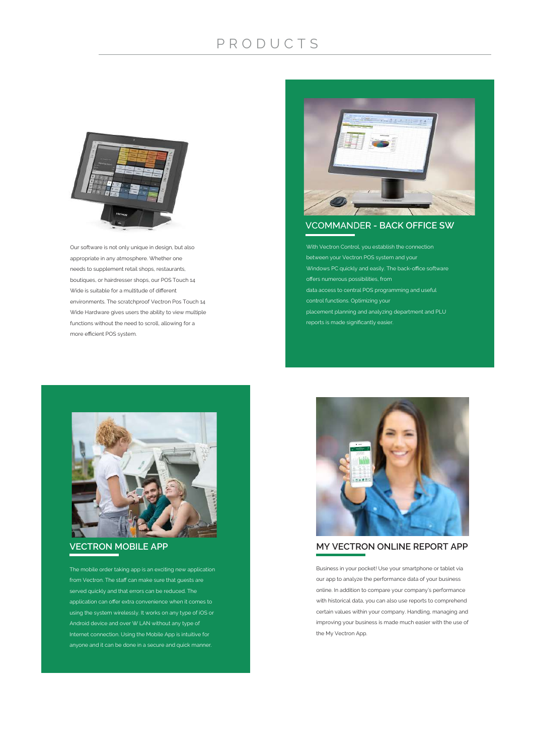# PRODUCTS

Our software is not only unique in design, but also appropriate in any atmosphere. Whether one needs to supplement retail shops, restaurants, boutiques, or hairdresser shops, our POS Touch 14 Wide is suitable for a multitude of different environments. The scratchproof Vectron Pos Touch 14 Wide Hardware gives users the ability to view multiple functions without the need to scroll, allowing for a more efficient POS system.

## VCOMMANDER - BACK OFFICE SW

With Vectron Control, you establish the connection between your Vectron POS system and your Windows PC quickly and easily. The back-office software offers numerous possibilities, from data access to central POS programming and useful control functions. Optimizing your placement planning and analyzing department and PLU reports is made significantly easier.

## VECTRON MOBILE APP

The mobile order taking app is an exciting new application from Vectron. The staff can make sure that guests are served quickly and that errors can be reduced. The application can offer extra convenience when it comes to using the system wirelessly. It works on any type of iOS or Android device and over W LAN without any type of Internet connection. Using the Mobile App is intuitive for anyone and it can be done in a secure and quick manner.

## MY VECTRON ONLINE REPORT APP

Business in your pocket! Use your smartphone or tablet via our app to analyze the performance data of your business online. In addition to compare your company's performance with historical data, you can also use reports to comprehend certain values within your company. Handling, managing and improving your business is made much easier with the use of the My Vectron App.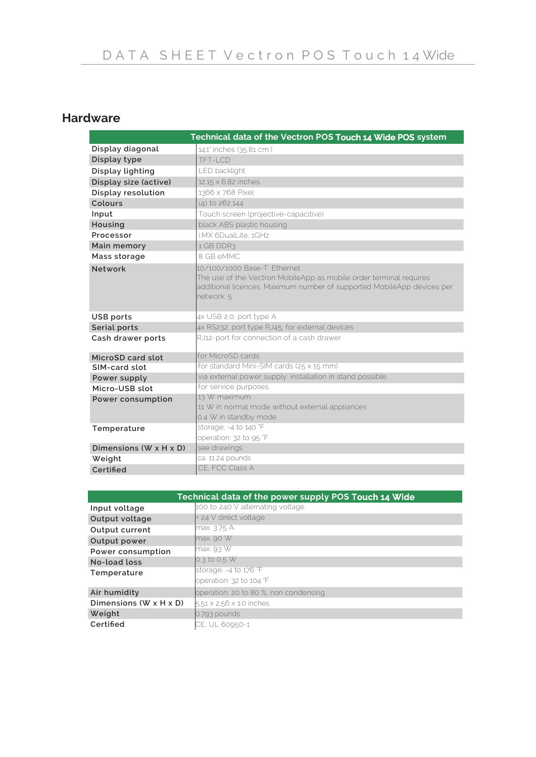## Hardware

| Technical data of the Vectron POS Touch 14 Wide POS system | |
|---|---|
| Display diagonal | 14.1" inches (35.81 cm ) |
| Display type | TFT-LCD |
| Display lighting | LED backlight |
| Display size (active) | 12.15 x 6.82 inches |
| Display resolution | 1366 x 768 Pixel |
| Colours | up to 262,144 |
| Input | Touch screen (projective-capacitive) |
| Housing | black ABS plastic housing |
| Processor | i.MX 6DualLite, 1GHz |
| Main memory | 1 GB DDR3 |
| Mass storage | 8 GB eMMC |
| Network | 10/100/1000 Base-T; Ethernet<br>The use of the Vectron MobileApp as mobile order terminal requires additional licences. Maximum number of supported MobileApp devices per network: 5 |
| USB ports | 4x USB 2.0; port type A |
| Serial ports | 4x RS232; port type RJ45; for external devices |
| Cash drawer ports | RJ12-port for connection of a cash drawer |
| MicroSD card slot | for MicroSD cards |
| SIM-card slot | for standard Mini-SIM cards (25 x 15 mm) |
| Power supply | via external power supply; installation in stand possible |
| Micro-USB slot | for service purposes |
| Power consumption | 13 W maximum<br>11 W in normal mode without external appliances<br>0.4 W in standby mode |
| Temperature | storage: -4 to 140 °F<br>operation: 32 to 95 °F |
| Dimensions (W x H x D) | see drawings |
| Weight | ca. 11.24 pounds |
| Certified | CE, FCC Class A |

| Technical data of the power supply POS Touch 14 Wide | |
|---|---|
| Input voltage | 100 to 240 V alternating voltage |
| Output voltage | + 24 V direct voltage |
| Output current | max. 3.75 A |
| Output power | max. 90 W |
| Power consumption | max. 93 W |
| No-load loss | 0.3 to 0.5 W |
| Temperature | storage: -4 to 176 °F<br>operation: 32 to 104 °F |
| Air humidity | operation: 20 to 80 %, non condensing |
| Dimensions (W x H x D) | 5.51 x 2.56 x 1.0 inches |
| Weight | 0.793 pounds |
| Certified | CE, UL 60950-1 |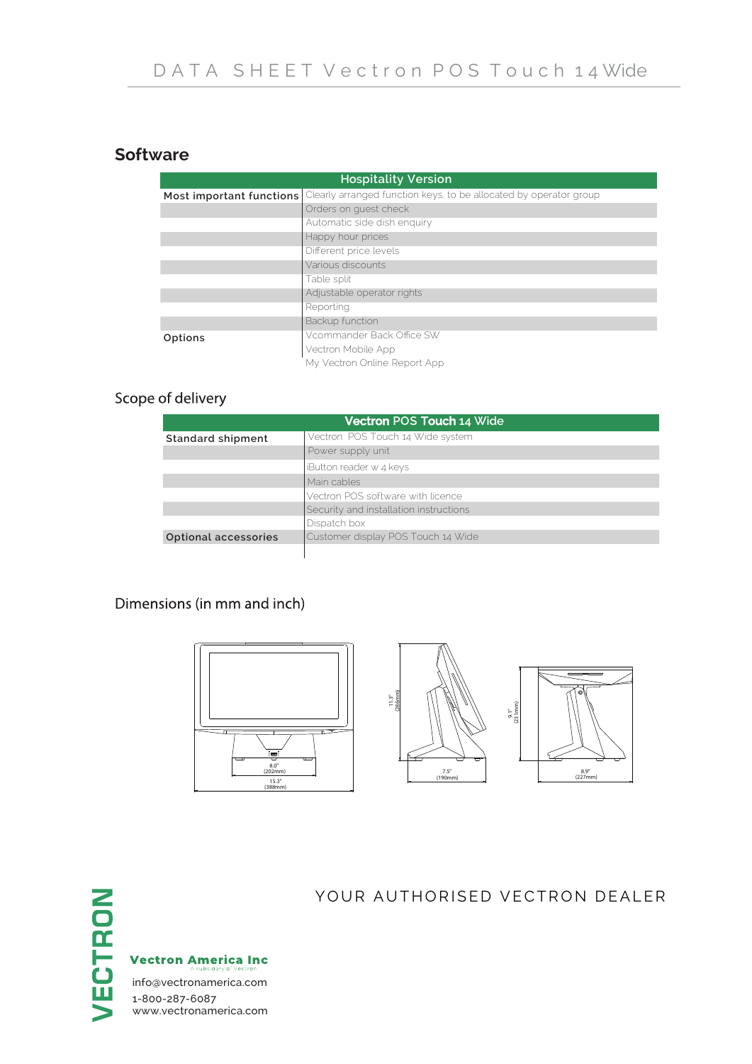## Software

| Hospitality Version | |
|---|---|
| Most important functions | Clearly arranged function keys, to be allocated by operator group |
| | Orders on guest check |
| | Automatic side dish enquiry |
| | Happy hour prices |
| | Different price levels |
| | Various discounts |
| | Table split |
| | Adjustable operator rights |
| | Reporting |
| | Backup function |
| Options | Vcommander Back Office SW |
| | Vectron Mobile App |
| | My Vectron Online Report App |

## Scope of delivery

| Vectron POS Touch 14 Wide | |
|---|---|
| Standard shipment | Vectron POS Touch 14 Wide system |
| | Power supply unit |
| | iButton reader w 4 keys |
| | Main cables |
| | Vectron POS software with licence |
| | Security and installation instructions |
| | Dispatch box |
| Optional accessories | Customer display POS Touch 14 Wide |

## Dimensions (in mm and inch)

8.0" (202mm)
15.3" (388mm)
11.3" (286mm)
7.5" (190mm)
9.1" (231mm)
8.9" (227mm)

YOUR AUTHORISED VECTRON DEALER

VECTRON

**Vectron America Inc**
A subsidiary of Vectron
info@vectronamerica.com
1-800-287-6087
www.vectronamerica.com